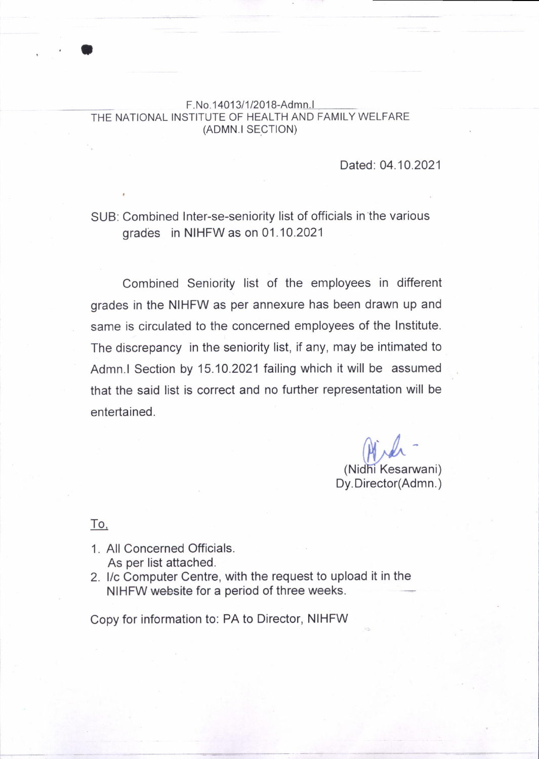F.No.14013/1/2018-Admn.I

THE NATIONAL INSTITUTE OF HEALTH AND FAMILY WELFARE

(ADMN.I SECTION)

Dated: 04.10.2021

SUB: Combined Inter-se-seniority list of officials in the various grades in NIHFW as on 01.10.2021

Combined Seniority list of the employees in different grades in the NIHFW as per annexure has been drawn up and same is circulated to the concerned employees of the Institute. The discrepancy in the seniority list, if any, may be intimated to Admn.I Section by 15.10.2021 failing which it will be assumed that the said list is correct and no further representation will be entertained.

(Nidhi Kesarwani)
Dy.Director(Admn.)

To,

1. All Concerned Officials.
   As per list attached.
2. I/c Computer Centre, with the request to upload it in the NIHFW website for a period of three weeks.

Copy for information to: PA to Director, NIHFW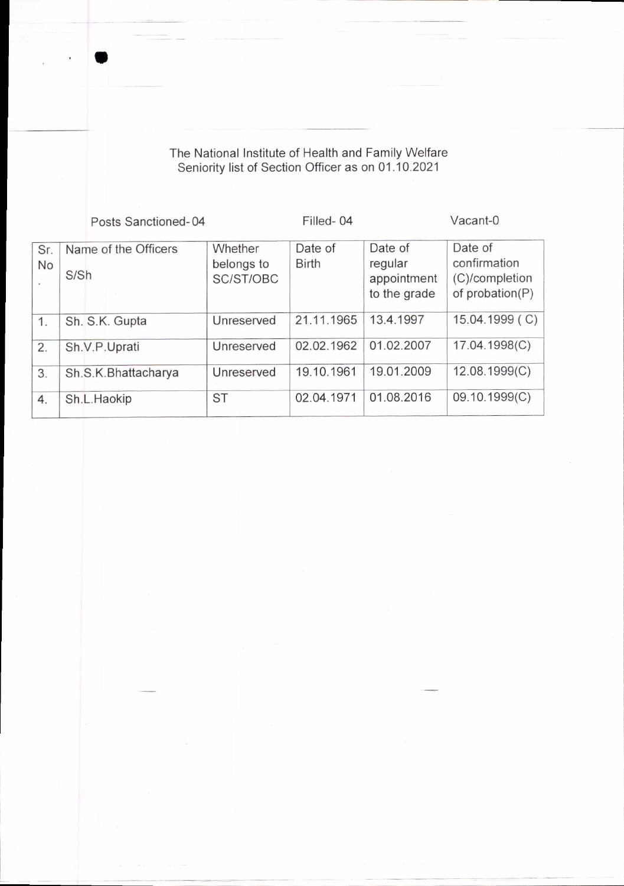The National Institute of Health and Family Welfare
Seniority list of Section Officer as on 01.10.2021

Posts Sanctioned- 04 Filled- 04 Vacant-0

| Sr. No. | Name of the Officers S/Sh | Whether belongs to SC/ST/OBC | Date of Birth | Date of regular appointment to the grade | Date of confirmation (C)/completion of probation(P) |
|---|---|---|---|---|---|
| 1. | Sh. S.K. Gupta | Unreserved | 21.11.1965 | 13.4.1997 | 15.04.1999 ( C) |
| 2. | Sh.V.P.Uprati | Unreserved | 02.02.1962 | 01.02.2007 | 17.04.1998(C) |
| 3. | Sh.S.K.Bhattacharya | Unreserved | 19.10.1961 | 19.01.2009 | 12.08.1999(C) |
| 4. | Sh.L.Haokip | ST | 02.04.1971 | 01.08.2016 | 09.10.1999(C) |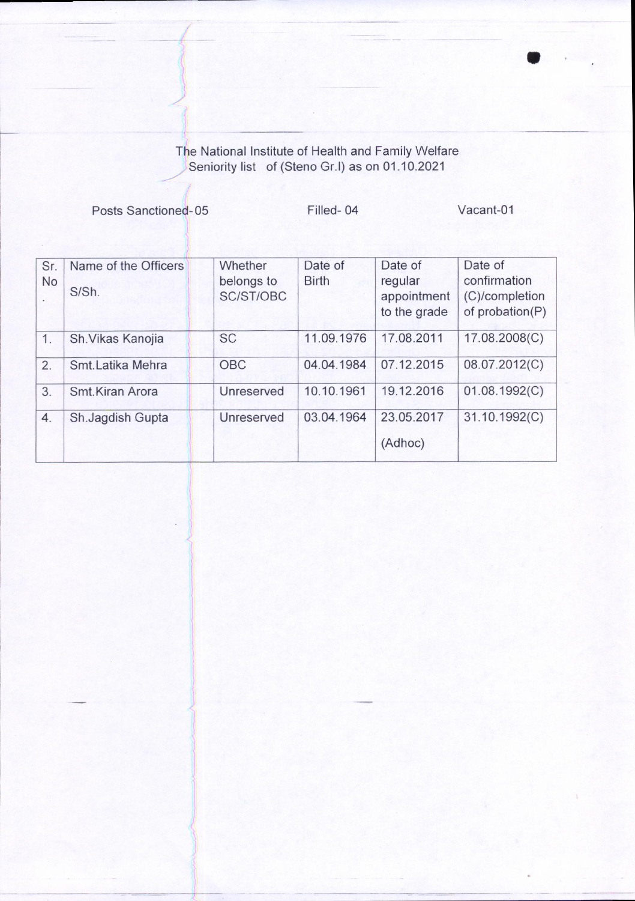The National Institute of Health and Family Welfare
Seniority list of (Steno Gr.I) as on 01.10.2021

Posts Sanctioned-05 Filled-04 Vacant-01

| Sr. No. | Name of the Officers S/Sh. | Whether belongs to SC/ST/OBC | Date of Birth | Date of regular appointment to the grade | Date of confirmation (C)/completion of probation(P) |
|---|---|---|---|---|---|
| 1. | Sh.Vikas Kanojia | SC | 11.09.1976 | 17.08.2011 | 17.08.2008(C) |
| 2. | Smt.Latika Mehra | OBC | 04.04.1984 | 07.12.2015 | 08.07.2012(C) |
| 3. | Smt.Kiran Arora | Unreserved | 10.10.1961 | 19.12.2016 | 01.08.1992(C) |
| 4. | Sh.Jagdish Gupta | Unreserved | 03.04.1964 | 23.05.2017 (Adhoc) | 31.10.1992(C) |